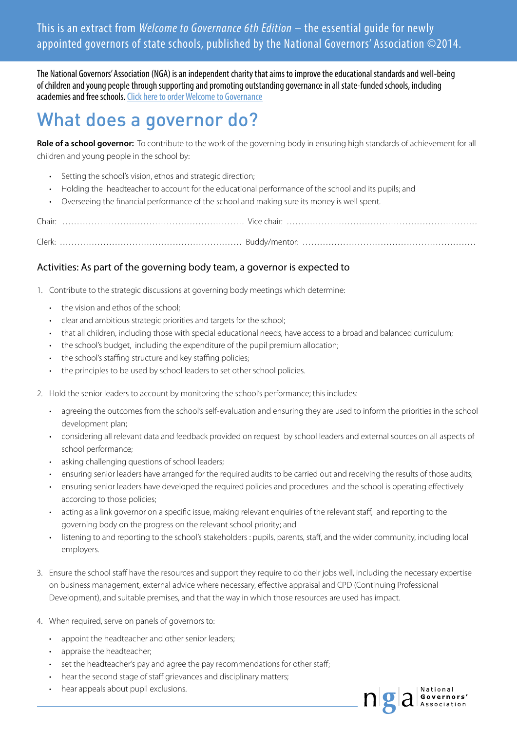This is an extract from *Welcome to Governance 6th Edition* – the essential guide for newly appointed governors of state schools, published by the National Governors' Association ©2014.

The National Governors' Association (NGA) is an independent charity that aims to improve the educational standards and well-being of children and young people through supporting and promoting outstanding governance in all state-funded schools, including academies and free schools. Click here to order Welcome to Governance

# What does a governor do?

**Role of a school governor:** To contribute to the work of the governing body in ensuring high standards of achievement for all children and young people in the school by:

- Setting the school's vision, ethos and strategic direction;
- Holding the headteacher to account for the educational performance of the school and its pupils; and
- Overseeing the financial performance of the school and making sure its money is well spent.

Chair: ............................................................ Vice chair: ............................................................

Clerk: ............................................................ Buddy/mentor: ............................................................

## Activities: As part of the governing body team, a governor is expected to

1. Contribute to the strategic discussions at governing body meetings which determine:
   - the vision and ethos of the school;
   - clear and ambitious strategic priorities and targets for the school;
   - that all children, including those with special educational needs, have access to a broad and balanced curriculum;
   - the school's budget, including the expenditure of the pupil premium allocation;
   - the school's staffing structure and key staffing policies;
   - the principles to be used by school leaders to set other school policies.
2. Hold the senior leaders to account by monitoring the school's performance; this includes:
   - agreeing the outcomes from the school's self-evaluation and ensuring they are used to inform the priorities in the school development plan;
   - considering all relevant data and feedback provided on request by school leaders and external sources on all aspects of school performance;
   - asking challenging questions of school leaders;
   - ensuring senior leaders have arranged for the required audits to be carried out and receiving the results of those audits;
   - ensuring senior leaders have developed the required policies and procedures and the school is operating effectively according to those policies;
   - acting as a link governor on a specific issue, making relevant enquiries of the relevant staff, and reporting to the governing body on the progress on the relevant school priority; and
   - listening to and reporting to the school's stakeholders : pupils, parents, staff, and the wider community, including local employers.
3. Ensure the school staff have the resources and support they require to do their jobs well, including the necessary expertise on business management, external advice where necessary, effective appraisal and CPD (Continuing Professional Development), and suitable premises, and that the way in which those resources are used has impact.
4. When required, serve on panels of governors to:
   - appoint the headteacher and other senior leaders;
   - appraise the headteacher;
   - set the headteacher's pay and agree the pay recommendations for other staff;
   - hear the second stage of staff grievances and disciplinary matters;
   - hear appeals about pupil exclusions.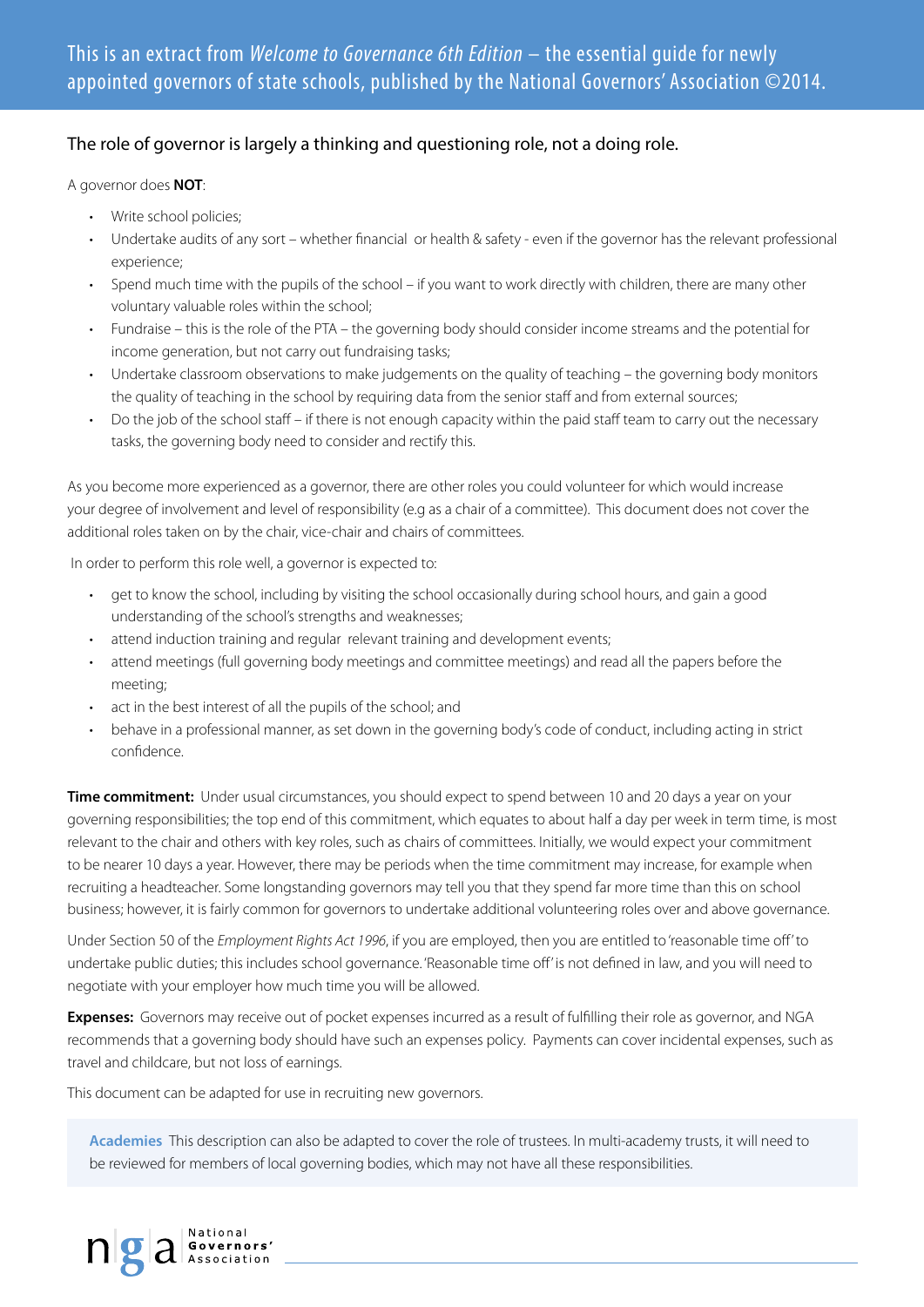This is an extract from *Welcome to Governance 6th Edition* – the essential guide for newly appointed governors of state schools, published by the National Governors' Association ©2014.

The role of governor is largely a thinking and questioning role, not a doing role.

A governor does **NOT**:

- Write school policies;
- Undertake audits of any sort – whether financial or health & safety - even if the governor has the relevant professional experience;
- Spend much time with the pupils of the school – if you want to work directly with children, there are many other voluntary valuable roles within the school;
- Fundraise – this is the role of the PTA – the governing body should consider income streams and the potential for income generation, but not carry out fundraising tasks;
- Undertake classroom observations to make judgements on the quality of teaching – the governing body monitors the quality of teaching in the school by requiring data from the senior staff and from external sources;
- Do the job of the school staff – if there is not enough capacity within the paid staff team to carry out the necessary tasks, the governing body need to consider and rectify this.

As you become more experienced as a governor, there are other roles you could volunteer for which would increase your degree of involvement and level of responsibility (e.g as a chair of a committee). This document does not cover the additional roles taken on by the chair, vice-chair and chairs of committees.

In order to perform this role well, a governor is expected to:

- get to know the school, including by visiting the school occasionally during school hours, and gain a good understanding of the school's strengths and weaknesses;
- attend induction training and regular relevant training and development events;
- attend meetings (full governing body meetings and committee meetings) and read all the papers before the meeting;
- act in the best interest of all the pupils of the school; and
- behave in a professional manner, as set down in the governing body's code of conduct, including acting in strict confidence.

**Time commitment:** Under usual circumstances, you should expect to spend between 10 and 20 days a year on your governing responsibilities; the top end of this commitment, which equates to about half a day per week in term time, is most relevant to the chair and others with key roles, such as chairs of committees. Initially, we would expect your commitment to be nearer 10 days a year. However, there may be periods when the time commitment may increase, for example when recruiting a headteacher. Some longstanding governors may tell you that they spend far more time than this on school business; however, it is fairly common for governors to undertake additional volunteering roles over and above governance.

Under Section 50 of the *Employment Rights Act 1996*, if you are employed, then you are entitled to 'reasonable time off' to undertake public duties; this includes school governance. 'Reasonable time off' is not defined in law, and you will need to negotiate with your employer how much time you will be allowed.

**Expenses:** Governors may receive out of pocket expenses incurred as a result of fulfilling their role as governor, and NGA recommends that a governing body should have such an expenses policy. Payments can cover incidental expenses, such as travel and childcare, but not loss of earnings.

This document can be adapted for use in recruiting new governors.

**Academies** This description can also be adapted to cover the role of trustees. In multi-academy trusts, it will need to be reviewed for members of local governing bodies, which may not have all these responsibilities.

nga National Governors' Association